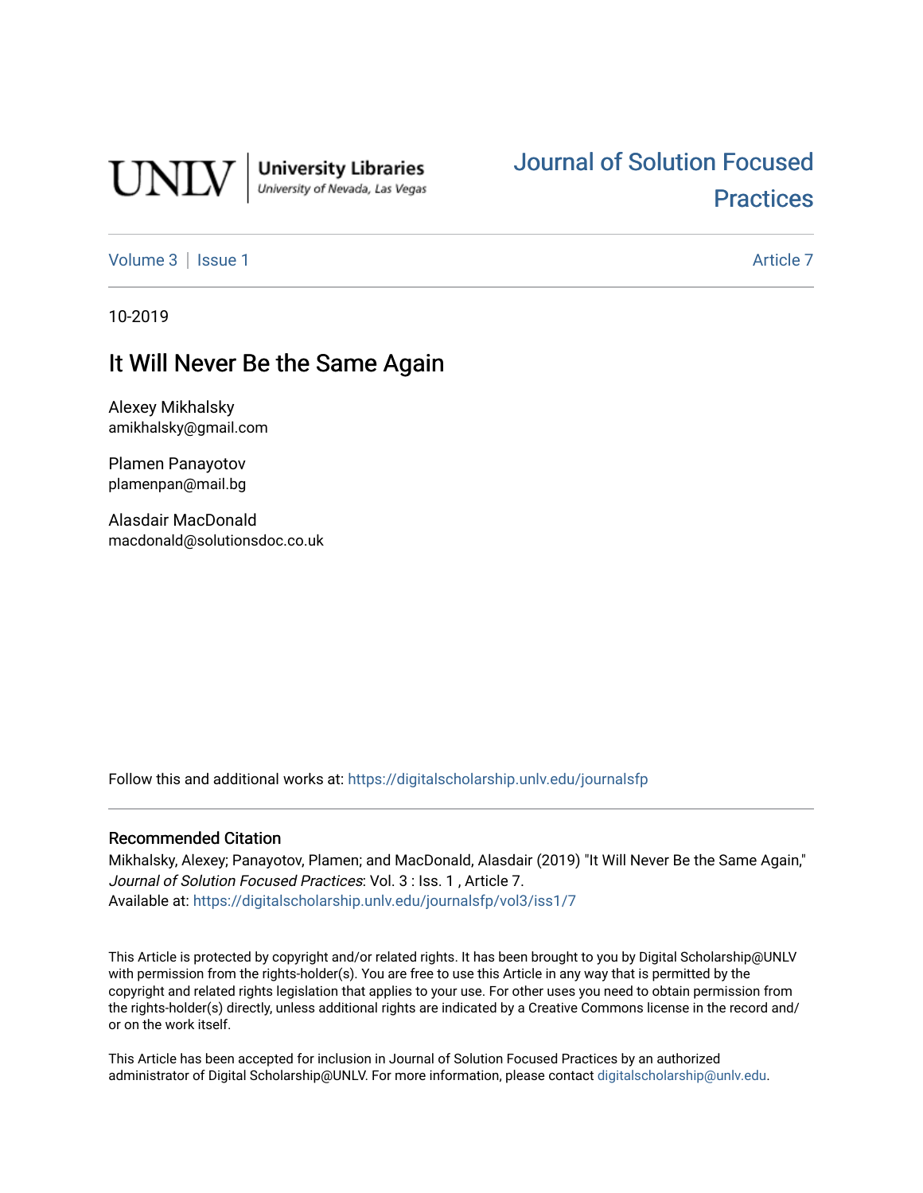UNLV | University Libraries
University of Nevada, Las Vegas

Journal of Solution Focused Practices

Volume 3 | Issue 1 — Article 7

10-2019

# It Will Never Be the Same Again

Alexey Mikhalsky
amikhalsky@gmail.com

Plamen Panayotov
plamenpan@mail.bg

Alasdair MacDonald
macdonald@solutionsdoc.co.uk

Follow this and additional works at: https://digitalscholarship.unlv.edu/journalsfp

### Recommended Citation

Mikhalsky, Alexey; Panayotov, Plamen; and MacDonald, Alasdair (2019) "It Will Never Be the Same Again," *Journal of Solution Focused Practices*: Vol. 3 : Iss. 1 , Article 7.
Available at: https://digitalscholarship.unlv.edu/journalsfp/vol3/iss1/7

This Article is protected by copyright and/or related rights. It has been brought to you by Digital Scholarship@UNLV with permission from the rights-holder(s). You are free to use this Article in any way that is permitted by the copyright and related rights legislation that applies to your use. For other uses you need to obtain permission from the rights-holder(s) directly, unless additional rights are indicated by a Creative Commons license in the record and/or on the work itself.

This Article has been accepted for inclusion in Journal of Solution Focused Practices by an authorized administrator of Digital Scholarship@UNLV. For more information, please contact digitalscholarship@unlv.edu.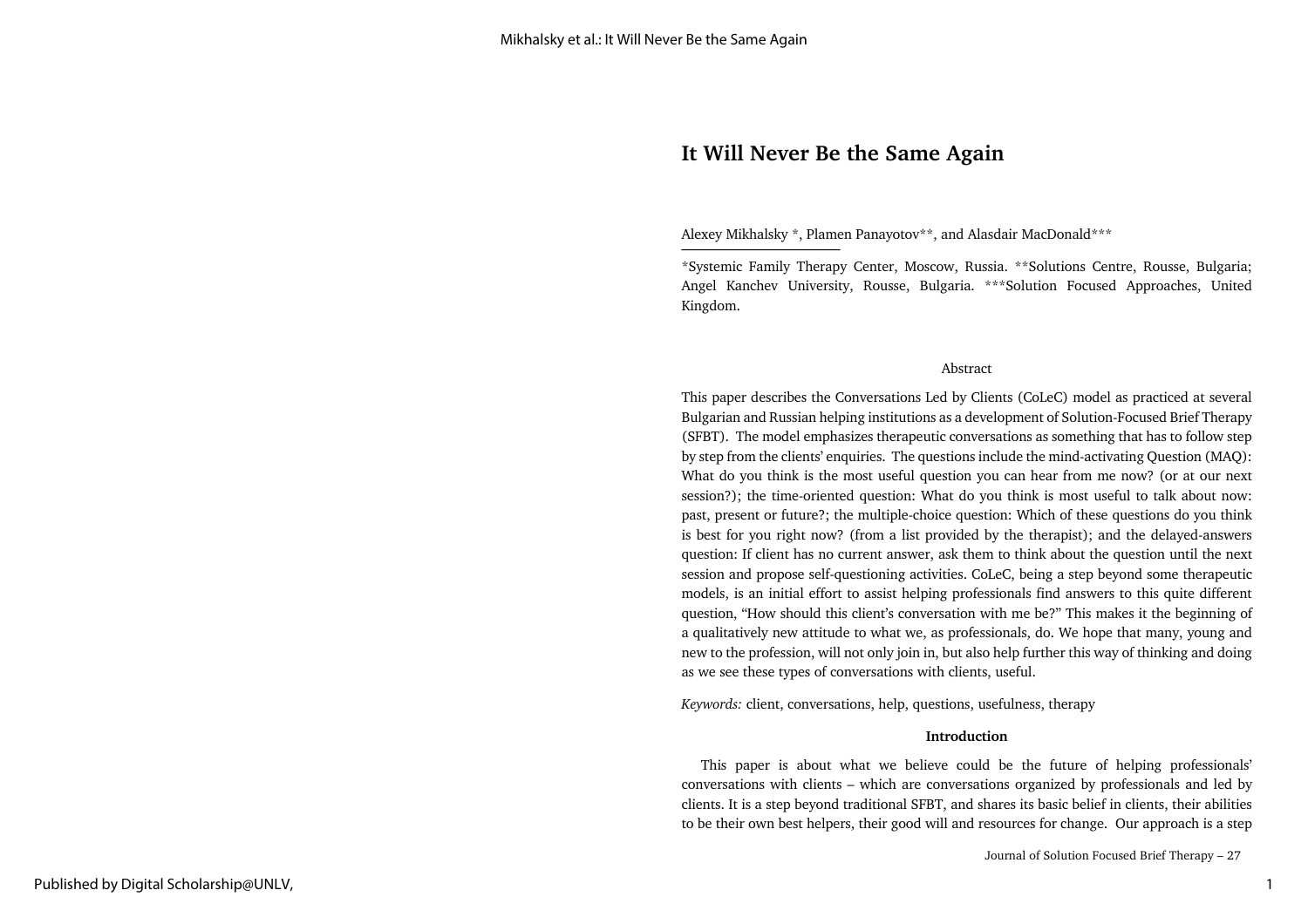# It Will Never Be the Same Again

Alexey Mikhalsky *, Plamen Panayotov**, and Alasdair MacDonald***

*Systemic Family Therapy Center, Moscow, Russia. **Solutions Centre, Rousse, Bulgaria; Angel Kanchev University, Rousse, Bulgaria. ***Solution Focused Approaches, United Kingdom.

### Abstract

This paper describes the Conversations Led by Clients (CoLeC) model as practiced at several Bulgarian and Russian helping institutions as a development of Solution-Focused Brief Therapy (SFBT). The model emphasizes therapeutic conversations as something that has to follow step by step from the clients' enquiries. The questions include the mind-activating Question (MAQ): What do you think is the most useful question you can hear from me now? (or at our next session?); the time-oriented question: What do you think is most useful to talk about now: past, present or future?; the multiple-choice question: Which of these questions do you think is best for you right now? (from a list provided by the therapist); and the delayed-answers question: If client has no current answer, ask them to think about the question until the next session and propose self-questioning activities. CoLeC, being a step beyond some therapeutic models, is an initial effort to assist helping professionals find answers to this quite different question, "How should this client's conversation with me be?" This makes it the beginning of a qualitatively new attitude to what we, as professionals, do. We hope that many, young and new to the profession, will not only join in, but also help further this way of thinking and doing as we see these types of conversations with clients, useful.

*Keywords:* client, conversations, help, questions, usefulness, therapy

### Introduction

This paper is about what we believe could be the future of helping professionals' conversations with clients – which are conversations organized by professionals and led by clients. It is a step beyond traditional SFBT, and shares its basic belief in clients, their abilities to be their own best helpers, their good will and resources for change. Our approach is a step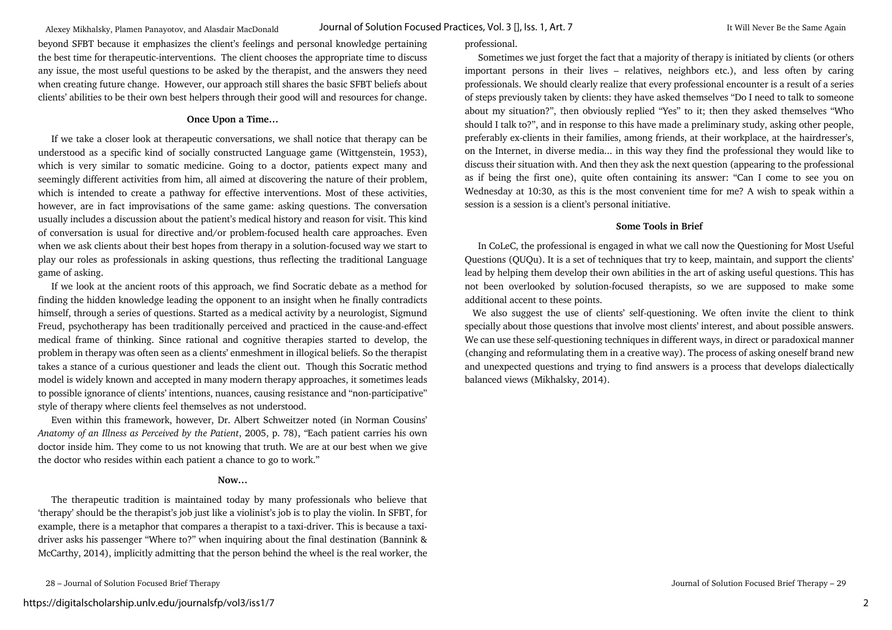beyond SFBT because it emphasizes the client's feelings and personal knowledge pertaining the best time for therapeutic-interventions. The client chooses the appropriate time to discuss any issue, the most useful questions to be asked by the therapist, and the answers they need when creating future change. However, our approach still shares the basic SFBT beliefs about clients' abilities to be their own best helpers through their good will and resources for change.

### Once Upon a Time…

If we take a closer look at therapeutic conversations, we shall notice that therapy can be understood as a specific kind of socially constructed Language game (Wittgenstein, 1953), which is very similar to somatic medicine. Going to a doctor, patients expect many and seemingly different activities from him, all aimed at discovering the nature of their problem, which is intended to create a pathway for effective interventions. Most of these activities, however, are in fact improvisations of the same game: asking questions. The conversation usually includes a discussion about the patient's medical history and reason for visit. This kind of conversation is usual for directive and/or problem-focused health care approaches. Even when we ask clients about their best hopes from therapy in a solution-focused way we start to play our roles as professionals in asking questions, thus reflecting the traditional Language game of asking.

If we look at the ancient roots of this approach, we find Socratic debate as a method for finding the hidden knowledge leading the opponent to an insight when he finally contradicts himself, through a series of questions. Started as a medical activity by a neurologist, Sigmund Freud, psychotherapy has been traditionally perceived and practiced in the cause-and-effect medical frame of thinking. Since rational and cognitive therapies started to develop, the problem in therapy was often seen as a clients' enmeshment in illogical beliefs. So the therapist takes a stance of a curious questioner and leads the client out. Though this Socratic method model is widely known and accepted in many modern therapy approaches, it sometimes leads to possible ignorance of clients' intentions, nuances, causing resistance and "non-participative" style of therapy where clients feel themselves as not understood.

Even within this framework, however, Dr. Albert Schweitzer noted (in Norman Cousins' *Anatomy of an Illness as Perceived by the Patient*, 2005, p. 78), "Each patient carries his own doctor inside him. They come to us not knowing that truth. We are at our best when we give the doctor who resides within each patient a chance to go to work."

### Now…

The therapeutic tradition is maintained today by many professionals who believe that 'therapy' should be the therapist's job just like a violinist's job is to play the violin. In SFBT, for example, there is a metaphor that compares a therapist to a taxi-driver. This is because a taxi-driver asks his passenger "Where to?" when inquiring about the final destination (Bannink & McCarthy, 2014), implicitly admitting that the person behind the wheel is the real worker, the professional.

Sometimes we just forget the fact that a majority of therapy is initiated by clients (or others important persons in their lives – relatives, neighbors etc.), and less often by caring professionals. We should clearly realize that every professional encounter is a result of a series of steps previously taken by clients: they have asked themselves "Do I need to talk to someone about my situation?", then obviously replied "Yes" to it; then they asked themselves "Who should I talk to?", and in response to this have made a preliminary study, asking other people, preferably ex-clients in their families, among friends, at their workplace, at the hairdresser's, on the Internet, in diverse media... in this way they find the professional they would like to discuss their situation with. And then they ask the next question (appearing to the professional as if being the first one), quite often containing its answer: "Can I come to see you on Wednesday at 10:30, as this is the most convenient time for me? A wish to speak within a session is a session is a client's personal initiative.

### Some Tools in Brief

In CoLeC, the professional is engaged in what we call now the Questioning for Most Useful Questions (QUQu). It is a set of techniques that try to keep, maintain, and support the clients' lead by helping them develop their own abilities in the art of asking useful questions. This has not been overlooked by solution-focused therapists, so we are supposed to make some additional accent to these points.

We also suggest the use of clients' self-questioning. We often invite the client to think specially about those questions that involve most clients' interest, and about possible answers. We can use these self-questioning techniques in different ways, in direct or paradoxical manner (changing and reformulating them in a creative way). The process of asking oneself brand new and unexpected questions and trying to find answers is a process that develops dialectically balanced views (Mikhalsky, 2014).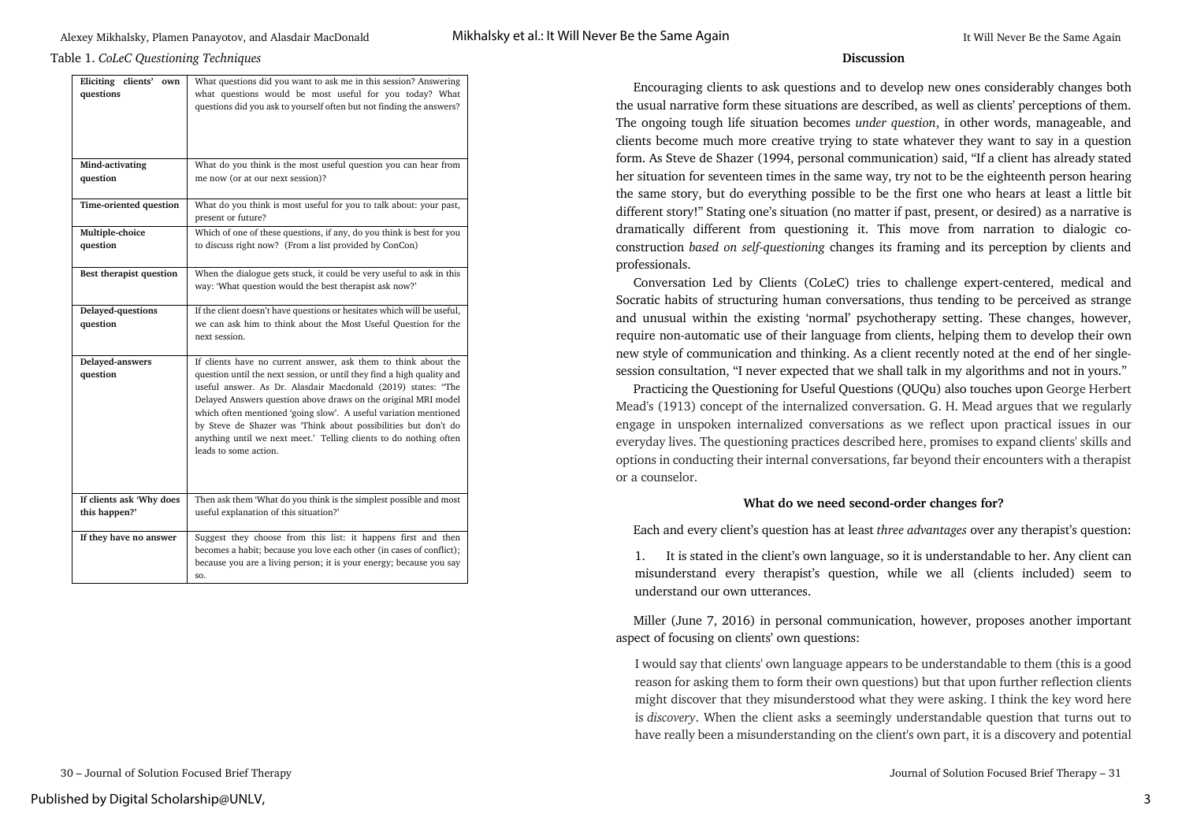Table 1. *CoLeC Questioning Techniques*

| | |
|---|---|
| **Eliciting clients' own questions** | What questions did you want to ask me in this session? Answering what questions would be most useful for you today? What questions did you ask to yourself often but not finding the answers? |
| **Mind-activating question** | What do you think is the most useful question you can hear from me now (or at our next session)? |
| **Time-oriented question** | What do you think is most useful for you to talk about: your past, present or future? |
| **Multiple-choice question** | Which of one of these questions, if any, do you think is best for you to discuss right now? (From a list provided by ConCon) |
| **Best therapist question** | When the dialogue gets stuck, it could be very useful to ask in this way: 'What question would the best therapist ask now?' |
| **Delayed-questions question** | If the client doesn't have questions or hesitates which will be useful, we can ask him to think about the Most Useful Question for the next session. |
| **Delayed-answers question** | If clients have no current answer, ask them to think about the question until the next session, or until they find a high quality and useful answer. As Dr. Alasdair Macdonald (2019) states: "The Delayed Answers question above draws on the original MRI model which often mentioned 'going slow'. A useful variation mentioned by Steve de Shazer was 'Think about possibilities but don't do anything until we next meet.' Telling clients to do nothing often leads to some action. |
| **If clients ask 'Why does this happen?'** | Then ask them 'What do you think is the simplest possible and most useful explanation of this situation?' |
| **If they have no answer** | Suggest they choose from this list: it happens first and then becomes a habit; because you love each other (in cases of conflict); because you are a living person; it is your energy; because you say so. |

## Discussion

Encouraging clients to ask questions and to develop new ones considerably changes both the usual narrative form these situations are described, as well as clients' perceptions of them. The ongoing tough life situation becomes *under question*, in other words, manageable, and clients become much more creative trying to state whatever they want to say in a question form. As Steve de Shazer (1994, personal communication) said, "If a client has already stated her situation for seventeen times in the same way, try not to be the eighteenth person hearing the same story, but do everything possible to be the first one who hears at least a little bit different story!" Stating one's situation (no matter if past, present, or desired) as a narrative is dramatically different from questioning it. This move from narration to dialogic co-construction *based on self-questioning* changes its framing and its perception by clients and professionals.

Conversation Led by Clients (CoLeC) tries to challenge expert-centered, medical and Socratic habits of structuring human conversations, thus tending to be perceived as strange and unusual within the existing 'normal' psychotherapy setting. These changes, however, require non-automatic use of their language from clients, helping them to develop their own new style of communication and thinking. As a client recently noted at the end of her single-session consultation, "I never expected that we shall talk in my algorithms and not in yours."

Practicing the Questioning for Useful Questions (QUQu) also touches upon George Herbert Mead's (1913) concept of the internalized conversation. G. H. Mead argues that we regularly engage in unspoken internalized conversations as we reflect upon practical issues in our everyday lives. The questioning practices described here, promises to expand clients' skills and options in conducting their internal conversations, far beyond their encounters with a therapist or a counselor.

### What do we need second-order changes for?

Each and every client's question has at least *three advantages* over any therapist's question:

1. It is stated in the client's own language, so it is understandable to her. Any client can misunderstand every therapist's question, while we all (clients included) seem to understand our own utterances.

Miller (June 7, 2016) in personal communication, however, proposes another important aspect of focusing on clients' own questions:

> I would say that clients' own language appears to be understandable to them (this is a good reason for asking them to form their own questions) but that upon further reflection clients might discover that they misunderstood what they were asking. I think the key word here is *discovery*. When the client asks a seemingly understandable question that turns out to have really been a misunderstanding on the client's own part, it is a discovery and potential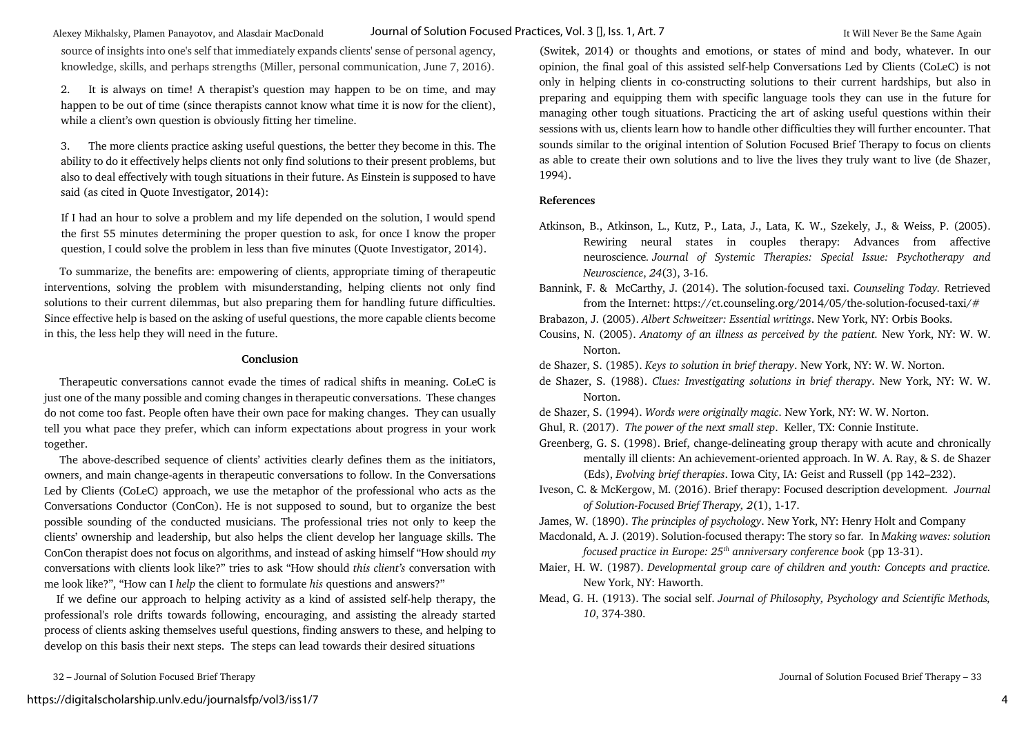source of insights into one's self that immediately expands clients' sense of personal agency, knowledge, skills, and perhaps strengths (Miller, personal communication, June 7, 2016).

2. It is always on time! A therapist's question may happen to be on time, and may happen to be out of time (since therapists cannot know what time it is now for the client), while a client's own question is obviously fitting her timeline.

3. The more clients practice asking useful questions, the better they become in this. The ability to do it effectively helps clients not only find solutions to their present problems, but also to deal effectively with tough situations in their future. As Einstein is supposed to have said (as cited in Quote Investigator, 2014):

> If I had an hour to solve a problem and my life depended on the solution, I would spend the first 55 minutes determining the proper question to ask, for once I know the proper question, I could solve the problem in less than five minutes (Quote Investigator, 2014).

To summarize, the benefits are: empowering of clients, appropriate timing of therapeutic interventions, solving the problem with misunderstanding, helping clients not only find solutions to their current dilemmas, but also preparing them for handling future difficulties. Since effective help is based on the asking of useful questions, the more capable clients become in this, the less help they will need in the future.

## Conclusion

Therapeutic conversations cannot evade the times of radical shifts in meaning. CoLeC is just one of the many possible and coming changes in therapeutic conversations. These changes do not come too fast. People often have their own pace for making changes. They can usually tell you what pace they prefer, which can inform expectations about progress in your work together.

The above-described sequence of clients' activities clearly defines them as the initiators, owners, and main change-agents in therapeutic conversations to follow. In the Conversations Led by Clients (CoLeC) approach, we use the metaphor of the professional who acts as the Conversations Conductor (ConCon). He is not supposed to sound, but to organize the best possible sounding of the conducted musicians. The professional tries not only to keep the clients' ownership and leadership, but also helps the client develop her language skills. The ConCon therapist does not focus on algorithms, and instead of asking himself "How should *my* conversations with clients look like?" tries to ask "How should *this client's* conversation with me look like?", "How can I *help* the client to formulate *his* questions and answers?"

If we define our approach to helping activity as a kind of assisted self-help therapy, the professional's role drifts towards following, encouraging, and assisting the already started process of clients asking themselves useful questions, finding answers to these, and helping to develop on this basis their next steps. The steps can lead towards their desired situations (Switek, 2014) or thoughts and emotions, or states of mind and body, whatever. In our opinion, the final goal of this assisted self-help Conversations Led by Clients (CoLeC) is not only in helping clients in co-constructing solutions to their current hardships, but also in preparing and equipping them with specific language tools they can use in the future for managing other tough situations. Practicing the art of asking useful questions within their sessions with us, clients learn how to handle other difficulties they will further encounter. That sounds similar to the original intention of Solution Focused Brief Therapy to focus on clients as able to create their own solutions and to live the lives they truly want to live (de Shazer, 1994).

## References

Atkinson, B., Atkinson, L., Kutz, P., Lata, J., Lata, K. W., Szekely, J., & Weiss, P. (2005). Rewiring neural states in couples therapy: Advances from affective neuroscience. *Journal of Systemic Therapies: Special Issue: Psychotherapy and Neuroscience*, *24*(3), 3-16.

Bannink, F. & McCarthy, J. (2014). The solution-focused taxi. *Counseling Today.* Retrieved from the Internet: https://ct.counseling.org/2014/05/the-solution-focused-taxi/#

Brabazon, J. (2005). *Albert Schweitzer: Essential writings*. New York, NY: Orbis Books.

Cousins, N. (2005). *Anatomy of an illness as perceived by the patient.* New York, NY: W. W. Norton.

de Shazer, S. (1985). *Keys to solution in brief therapy*. New York, NY: W. W. Norton.

de Shazer, S. (1988). *Clues: Investigating solutions in brief therapy*. New York, NY: W. W. Norton.

de Shazer, S. (1994). *Words were originally magic*. New York, NY: W. W. Norton.

Ghul, R. (2017). *The power of the next small step*. Keller, TX: Connie Institute.

Greenberg, G. S. (1998). Brief, change-delineating group therapy with acute and chronically mentally ill clients: An achievement-oriented approach. In W. A. Ray, & S. de Shazer (Eds), *Evolving brief therapies*. Iowa City, IA: Geist and Russell (pp 142–232).

Iveson, C. & McKergow, M. (2016). Brief therapy: Focused description development. *Journal of Solution-Focused Brief Therapy, 2*(1), 1-17.

James, W. (1890). *The principles of psychology*. New York, NY: Henry Holt and Company

Macdonald, A. J. (2019). Solution-focused therapy: The story so far. In *Making waves: solution focused practice in Europe: 25th anniversary conference book* (pp 13-31).

Maier, H. W. (1987). *Developmental group care of children and youth: Concepts and practice.* New York, NY: Haworth.

Mead, G. H. (1913). The social self. *Journal of Philosophy, Psychology and Scientific Methods, 10*, 374-380.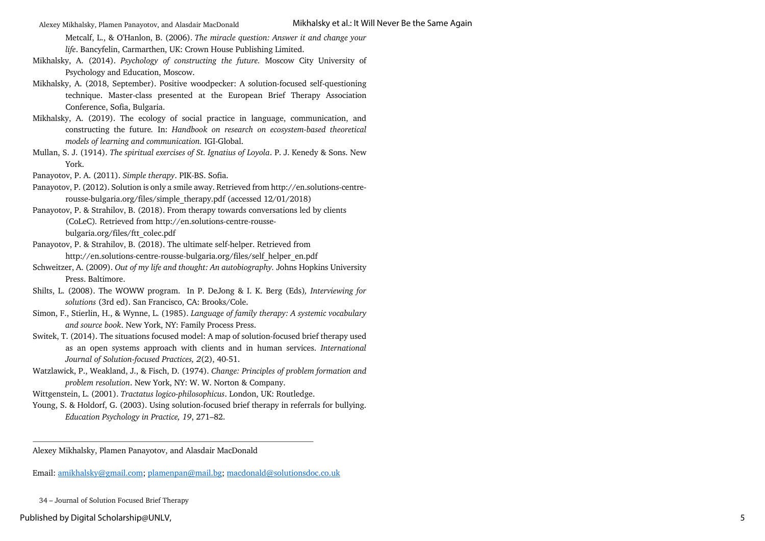Metcalf, L., & O'Hanlon, B. (2006). *The miracle question: Answer it and change your life*. Bancyfelin, Carmarthen, UK: Crown House Publishing Limited.

Mikhalsky, A. (2014). *Psychology of constructing the future.* Moscow City University of Psychology and Education, Moscow.

Mikhalsky, A. (2018, September). Positive woodpecker: A solution-focused self-questioning technique. Master-class presented at the European Brief Therapy Association Conference, Sofia, Bulgaria.

Mikhalsky, A. (2019). The ecology of social practice in language, communication, and constructing the future. In: *Handbook on research on ecosystem-based theoretical models of learning and communication.* IGI-Global.

Mullan, S. J. (1914). *The spiritual exercises of St. Ignatius of Loyola*. P. J. Kenedy & Sons. New York.

Panayotov, P. A. (2011). *Simple therapy*. PIK-BS. Sofia.

Panayotov, P. (2012). Solution is only a smile away. Retrieved from http://en.solutions-centre-rousse-bulgaria.org/files/simple_therapy.pdf (accessed 12/01/2018)

Panayotov, P. & Strahilov, B. (2018). From therapy towards conversations led by clients (CoLeC). Retrieved from http://en.solutions-centre-rousse-bulgaria.org/files/ftt_colec.pdf

Panayotov, P. & Strahilov, B. (2018). The ultimate self-helper. Retrieved from http://en.solutions-centre-rousse-bulgaria.org/files/self_helper_en.pdf

Schweitzer, A. (2009). *Out of my life and thought: An autobiography.* Johns Hopkins University Press. Baltimore.

Shilts, L. (2008). The WOWW program. In P. DeJong & I. K. Berg (Eds), *Interviewing for solutions* (3rd ed). San Francisco, CA: Brooks/Cole.

Simon, F., Stierlin, H., & Wynne, L. (1985). *Language of family therapy: A systemic vocabulary and source book*. New York, NY: Family Process Press.

Switek, T. (2014). The situations focused model: A map of solution-focused brief therapy used as an open systems approach with clients and in human services. *International Journal of Solution-focused Practices, 2*(2), 40-51.

Watzlawick, P., Weakland, J., & Fisch, D. (1974). *Change: Principles of problem formation and problem resolution*. New York, NY: W. W. Norton & Company.

Wittgenstein, L. (2001). *Tractatus logico-philosophicus*. London, UK: Routledge.

Young, S. & Holdorf, G. (2003). Using solution-focused brief therapy in referrals for bullying. *Education Psychology in Practice, 19*, 271–82.

---

Alexey Mikhalsky, Plamen Panayotov, and Alasdair MacDonald

Email: amikhalsky@gmail.com; plamenpan@mail.bg; macdonald@solutionsdoc.co.uk